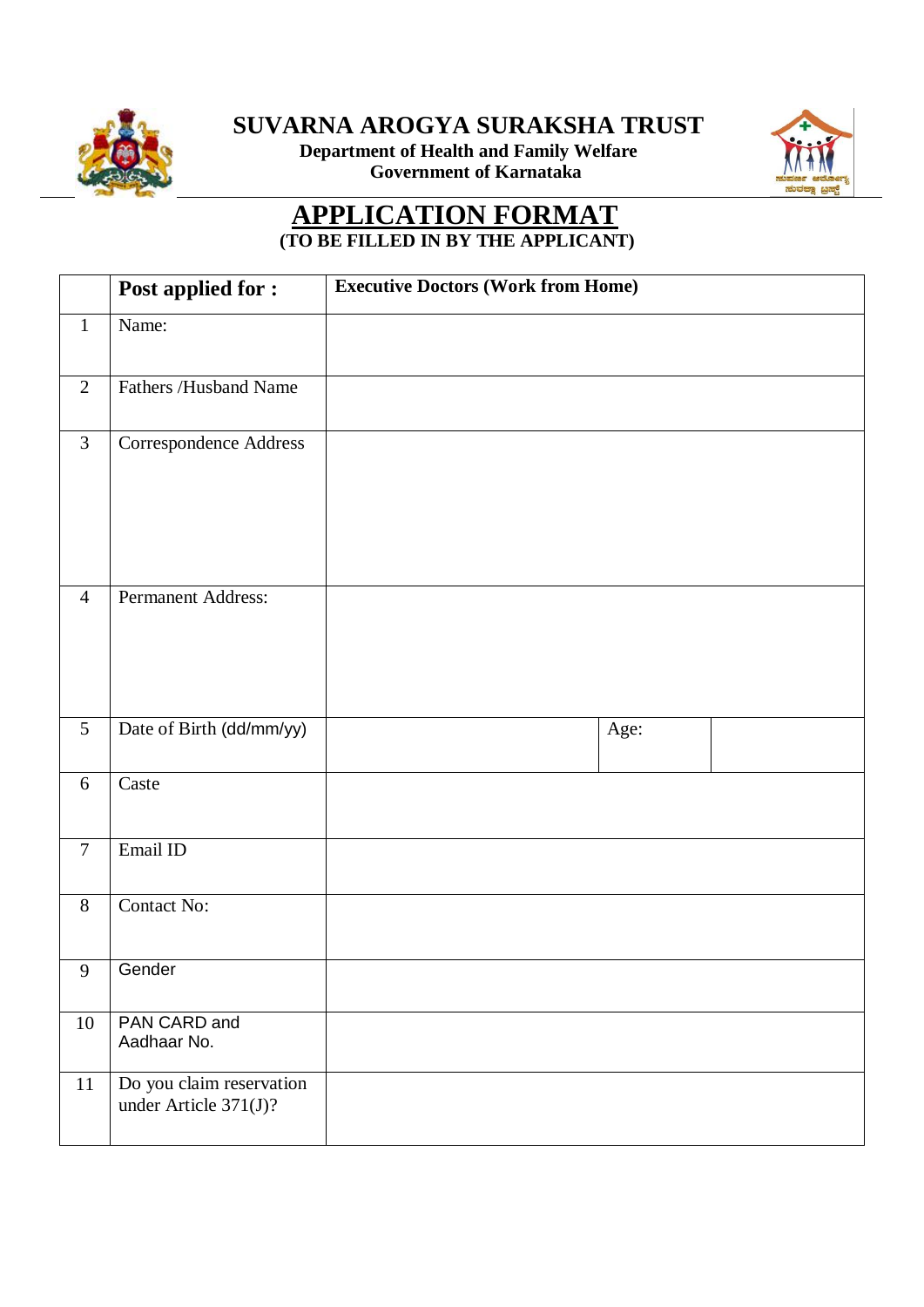# SUVARNA AROGYA SURAKSHA TRUST

**Department of Health and Family Welfare**
**Government of Karnataka**

## APPLICATION FORMAT

**(TO BE FILLED IN BY THE APPLICANT)**

| | **Post applied for :** | **Executive Doctors (Work from Home)** | | |
|---|---|---|---|---|
| 1 | Name: | | | |
| 2 | Fathers /Husband Name | | | |
| 3 | Correspondence Address | | | |
| 4 | Permanent Address: | | | |
| 5 | Date of Birth (dd/mm/yy) | | Age: | |
| 6 | Caste | | | |
| 7 | Email ID | | | |
| 8 | Contact No: | | | |
| 9 | Gender | | | |
| 10 | PAN CARD and Aadhaar No. | | | |
| 11 | Do you claim reservation under Article 371(J)? | | | |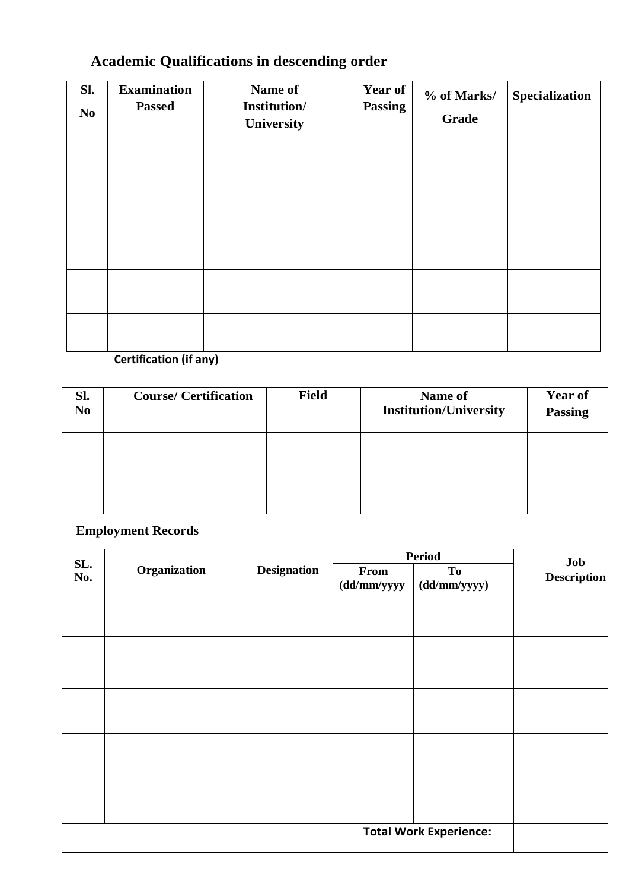## Academic Qualifications in descending order

| Sl. No | Examination Passed | Name of Institution/ University | Year of Passing | % of Marks/ Grade | Specialization |
|---|---|---|---|---|---|
| | | | | | |
| | | | | | |
| | | | | | |
| | | | | | |
| | | | | | |

**Certification (if any)**

| Sl. No | Course/ Certification | Field | Name of Institution/University | Year of Passing |
|---|---|---|---|---|
| | | | | |
| | | | | |
| | | | | |

## Employment Records

| SL. No. | Organization | Designation | Period | | Job Description |
|---|---|---|---|---|---|
| | | | From (dd/mm/yyyy | To (dd/mm/yyyy) | |
| | | | | | |
| | | | | | |
| | | | | | |
| | | | | | |
| | | | | | |
| **Total Work Experience:** | | | | | |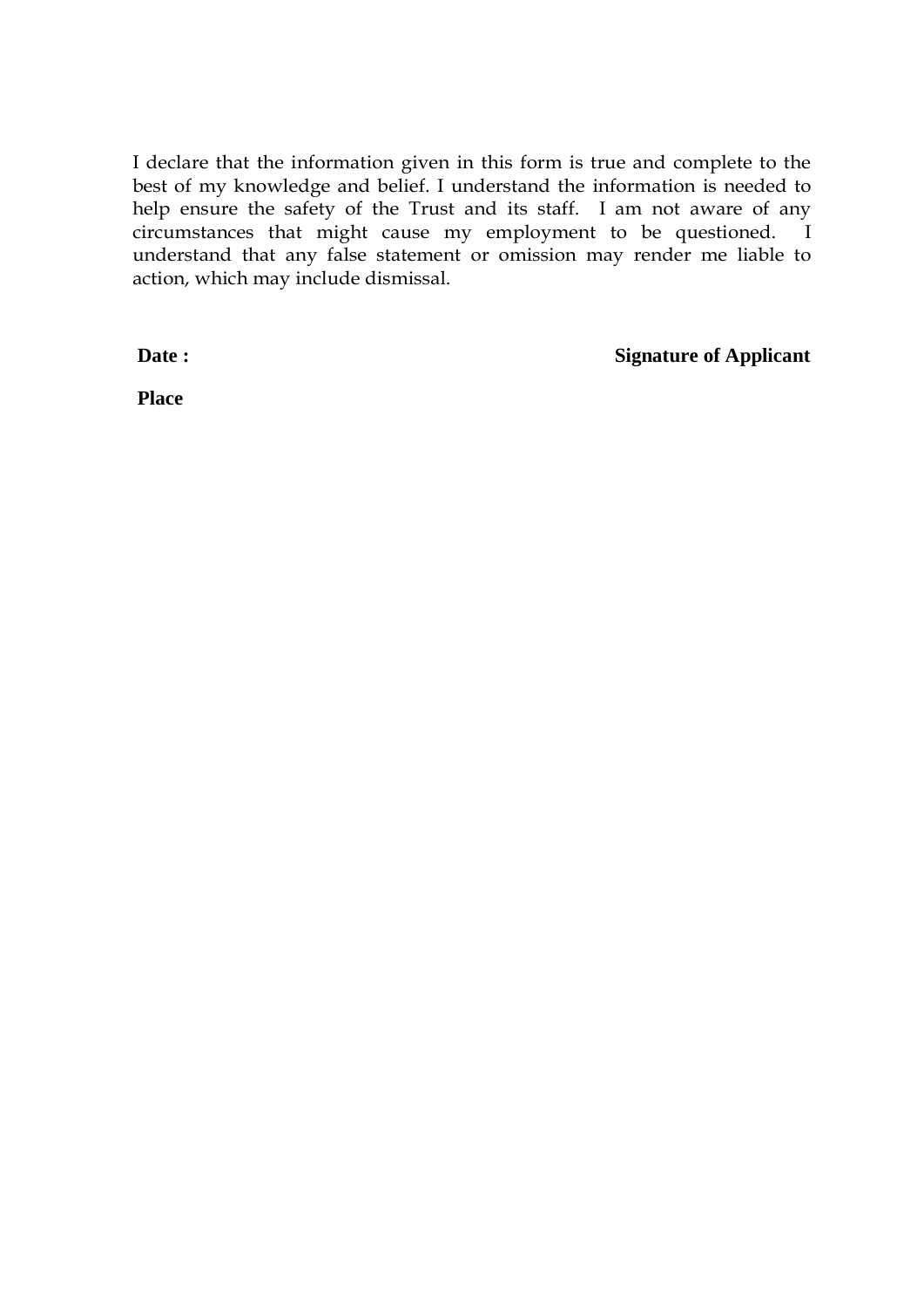I declare that the information given in this form is true and complete to the best of my knowledge and belief. I understand the information is needed to help ensure the safety of the Trust and its staff. I am not aware of any circumstances that might cause my employment to be questioned. I understand that any false statement or omission may render me liable to action, which may include dismissal.

**Date :** **Signature of Applicant**

**Place**